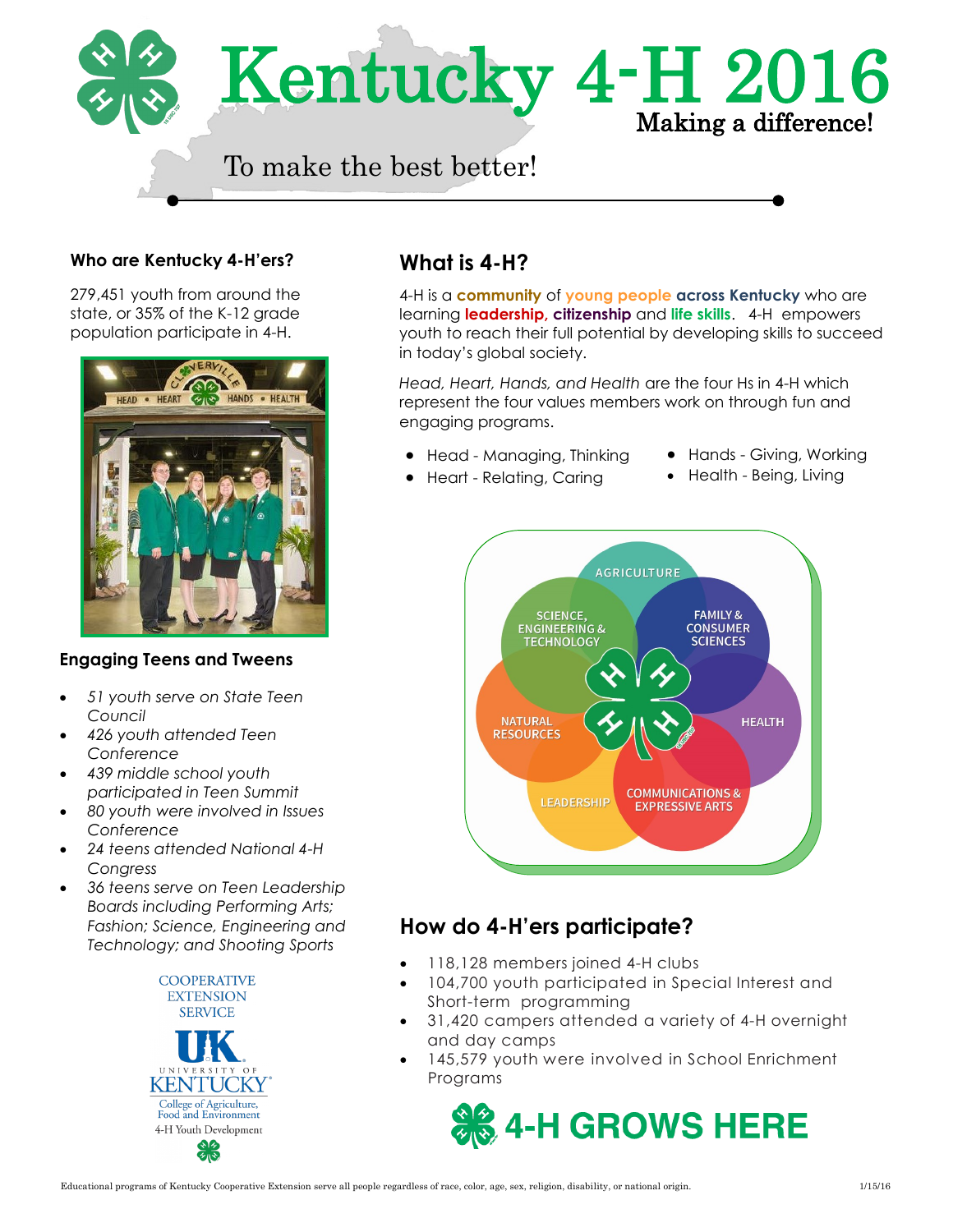# Kentucky 4-H 2016

Making a difference!

To make the best better!

### Who are Kentucky 4-H'ers?

279,451 youth from around the state, or 35% of the K-12 grade population participate in 4-H.

### Engaging Teens and Tweens

- *51 youth serve on State Teen Council*
- *426 youth attended Teen Conference*
- *439 middle school youth participated in Teen Summit*
- *80 youth were involved in Issues Conference*
- *24 teens attended National 4-H Congress*
- *36 teens serve on Teen Leadership Boards including Performing Arts; Fashion; Science, Engineering and Technology; and Shooting Sports*

COOPERATIVE EXTENSION SERVICE

UNIVERSITY OF KENTUCKY
College of Agriculture, Food and Environment
4-H Youth Development

## What is 4-H?

4-H is a **community** of **young people** **across Kentucky** who are learning **leadership**, **citizenship** and **life skills**. 4-H empowers youth to reach their full potential by developing skills to succeed in today's global society.

*Head, Heart, Hands, and Health* are the four Hs in 4-H which represent the four values members work on through fun and engaging programs.

- Head - Managing, Thinking
- Heart - Relating, Caring
- Hands - Giving, Working
- Health - Being, Living

AGRICULTURE · SCIENCE, ENGINEERING & TECHNOLOGY · FAMILY & CONSUMER SCIENCES · NATURAL RESOURCES · HEALTH · LEADERSHIP · COMMUNICATIONS & EXPRESSIVE ARTS

## How do 4-H'ers participate?

- 118,128 members joined 4-H clubs
- 104,700 youth participated in Special Interest and Short-term programming
- 31,420 campers attended a variety of 4-H overnight and day camps
- 145,579 youth were involved in School Enrichment Programs

**4-H GROWS HERE**

Educational programs of Kentucky Cooperative Extension serve all people regardless of race, color, age, sex, religion, disability, or national origin.

1/15/16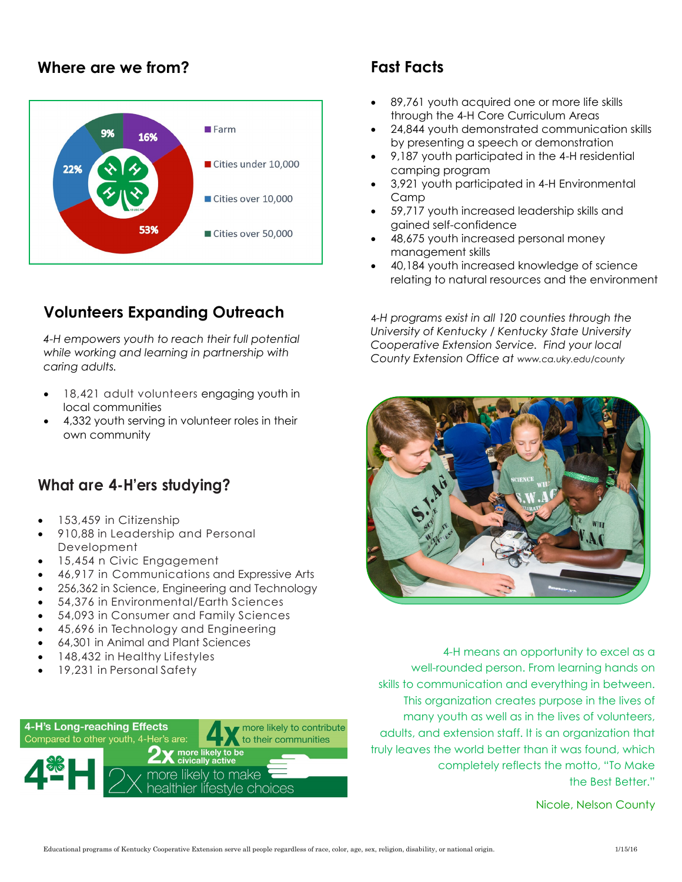## Where are we from?

9%
16%
22%
53%
Farm
Cities under 10,000
Cities over 10,000
Cities over 50,000

## Volunteers Expanding Outreach

*4-H empowers youth to reach their full potential while working and learning in partnership with caring adults.*

- 18,421 adult volunteers engaging youth in local communities
- 4,332 youth serving in volunteer roles in their own community

## What are 4-H'ers studying?

- 153,459 in Citizenship
- 910,88 in Leadership and Personal Development
- 15,454 n Civic Engagement
- 46,917 in Communications and Expressive Arts
- 256,362 in Science, Engineering and Technology
- 54,376 in Environmental/Earth Sciences
- 54,093 in Consumer and Family Sciences
- 45,696 in Technology and Engineering
- 64,301 in Animal and Plant Sciences
- 148,432 in Healthy Lifestyles
- 19,231 in Personal Safety

**4-H's Long-reaching Effects**
Compared to other youth, 4-Her's are:

**4x** more likely to contribute to their communities

**2x** more likely to be civically active

**2x** more likely to make healthier lifestyle choices

## Fast Facts

- 89,761 youth acquired one or more life skills through the 4-H Core Curriculum Areas
- 24,844 youth demonstrated communication skills by presenting a speech or demonstration
- 9,187 youth participated in the 4-H residential camping program
- 3,921 youth participated in 4-H Environmental Camp
- 59,717 youth increased leadership skills and gained self-confidence
- 48,675 youth increased personal money management skills
- 40,184 youth increased knowledge of science relating to natural resources and the environment

*4-H programs exist in all 120 counties through the University of Kentucky / Kentucky State University Cooperative Extension Service. Find your local County Extension Office at* www.ca.uky.edu/county

4-H means an opportunity to excel as a well-rounded person. From learning hands on skills to communication and everything in between. This organization creates purpose in the lives of many youth as well as in the lives of volunteers, adults, and extension staff. It is an organization that truly leaves the world better than it was found, which completely reflects the motto, "To Make the Best Better."

Nicole, Nelson County

Educational programs of Kentucky Cooperative Extension serve all people regardless of race, color, age, sex, religion, disability, or national origin.

1/15/16